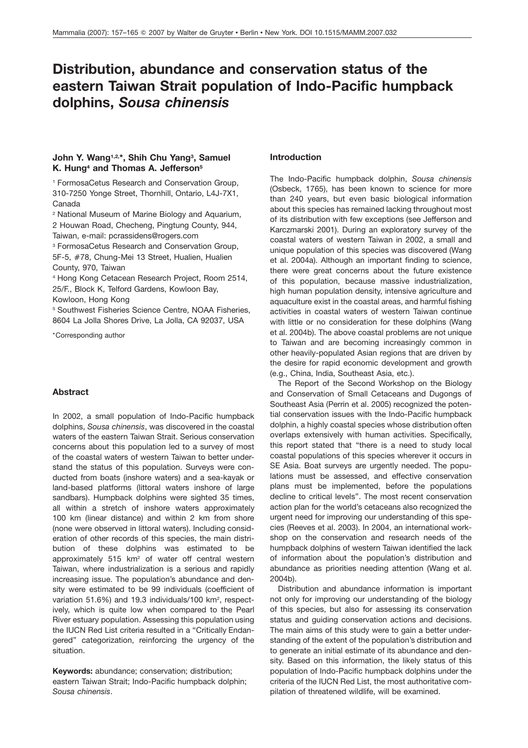# Distribution, abundance and conservation status of the eastern Taiwan Strait population of Indo-Pacific humpback dolphins, *Sousa chinensis*

**John Y. Wang[1,2,*], Shih Chu Yang[3], Samuel K. Hung[4] and Thomas A. Jefferson[5]**

[1] FormosaCetus Research and Conservation Group, 310-7250 Yonge Street, Thornhill, Ontario, L4J-7X1, Canada

[2] National Museum of Marine Biology and Aquarium, 2 Houwan Road, Checheng, Pingtung County, 944, Taiwan, e-mail: pcrassidens@rogers.com

[3] FormosaCetus Research and Conservation Group, 5F-5, #78, Chung-Mei 13 Street, Hualien, Hualien County, 970, Taiwan

[4] Hong Kong Cetacean Research Project, Room 2514, 25/F., Block K, Telford Gardens, Kowloon Bay, Kowloon, Hong Kong

[5] Southwest Fisheries Science Centre, NOAA Fisheries, 8604 La Jolla Shores Drive, La Jolla, CA 92037, USA

*Corresponding author

## Abstract

In 2002, a small population of Indo-Pacific humpback dolphins, *Sousa chinensis*, was discovered in the coastal waters of the eastern Taiwan Strait. Serious conservation concerns about this population led to a survey of most of the coastal waters of western Taiwan to better understand the status of this population. Surveys were conducted from boats (inshore waters) and a sea-kayak or land-based platforms (littoral waters inshore of large sandbars). Humpback dolphins were sighted 35 times, all within a stretch of inshore waters approximately 100 km (linear distance) and within 2 km from shore (none were observed in littoral waters). Including consideration of other records of this species, the main distribution of these dolphins was estimated to be approximately 515 km$^2$ of water off central western Taiwan, where industrialization is a serious and rapidly increasing issue. The population's abundance and density were estimated to be 99 individuals (coefficient of variation 51.6%) and 19.3 individuals/100 km$^2$, respectively, which is quite low when compared to the Pearl River estuary population. Assessing this population using the IUCN Red List criteria resulted in a "Critically Endangered" categorization, reinforcing the urgency of the situation.

**Keywords:** abundance; conservation; distribution; eastern Taiwan Strait; Indo-Pacific humpback dolphin; *Sousa chinensis*.

## Introduction

The Indo-Pacific humpback dolphin, *Sousa chinensis* (Osbeck, 1765), has been known to science for more than 240 years, but even basic biological information about this species has remained lacking throughout most of its distribution with few exceptions (see Jefferson and Karczmarski 2001). During an exploratory survey of the coastal waters of western Taiwan in 2002, a small and unique population of this species was discovered (Wang et al. 2004a). Although an important finding to science, there were great concerns about the future existence of this population, because massive industrialization, high human population density, intensive agriculture and aquaculture exist in the coastal areas, and harmful fishing activities in coastal waters of western Taiwan continue with little or no consideration for these dolphins (Wang et al. 2004b). The above coastal problems are not unique to Taiwan and are becoming increasingly common in other heavily-populated Asian regions that are driven by the desire for rapid economic development and growth (e.g., China, India, Southeast Asia, etc.).

The Report of the Second Workshop on the Biology and Conservation of Small Cetaceans and Dugongs of Southeast Asia (Perrin et al. 2005) recognized the potential conservation issues with the Indo-Pacific humpback dolphin, a highly coastal species whose distribution often overlaps extensively with human activities. Specifically, this report stated that "there is a need to study local coastal populations of this species wherever it occurs in SE Asia. Boat surveys are urgently needed. The populations must be assessed, and effective conservation plans must be implemented, before the populations decline to critical levels". The most recent conservation action plan for the world's cetaceans also recognized the urgent need for improving our understanding of this species (Reeves et al. 2003). In 2004, an international workshop on the conservation and research needs of the humpback dolphins of western Taiwan identified the lack of information about the population's distribution and abundance as priorities needing attention (Wang et al. 2004b).

Distribution and abundance information is important not only for improving our understanding of the biology of this species, but also for assessing its conservation status and guiding conservation actions and decisions. The main aims of this study were to gain a better understanding of the extent of the population's distribution and to generate an initial estimate of its abundance and density. Based on this information, the likely status of this population of Indo-Pacific humpback dolphins under the criteria of the IUCN Red List, the most authoritative compilation of threatened wildlife, will be examined.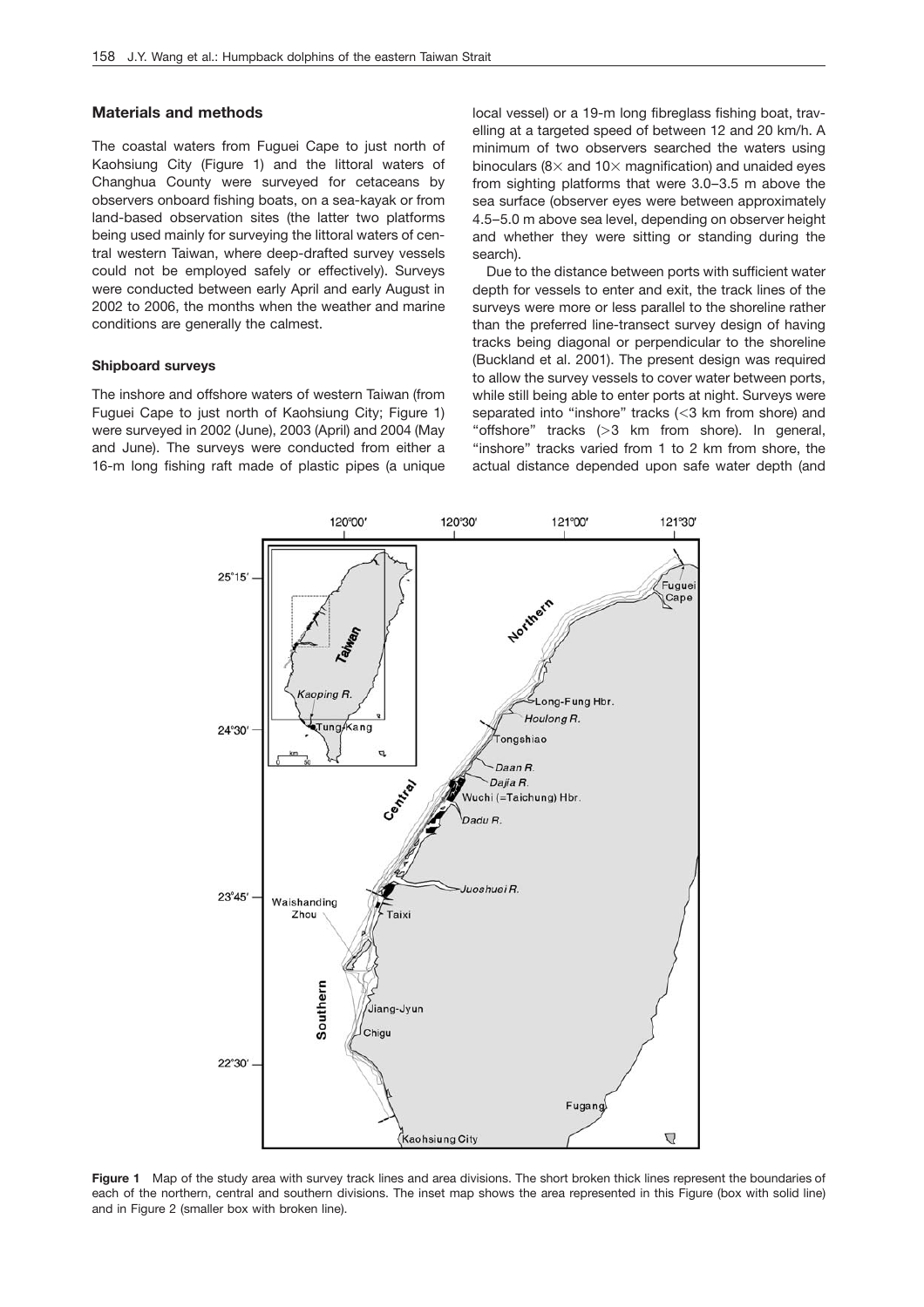## Materials and methods

The coastal waters from Fuguei Cape to just north of Kaohsiung City (Figure 1) and the littoral waters of Changhua County were surveyed for cetaceans by observers onboard fishing boats, on a sea-kayak or from land-based observation sites (the latter two platforms being used mainly for surveying the littoral waters of central western Taiwan, where deep-drafted survey vessels could not be employed safely or effectively). Surveys were conducted between early April and early August in 2002 to 2006, the months when the weather and marine conditions are generally the calmest.

### Shipboard surveys

The inshore and offshore waters of western Taiwan (from Fuguei Cape to just north of Kaohsiung City; Figure 1) were surveyed in 2002 (June), 2003 (April) and 2004 (May and June). The surveys were conducted from either a 16-m long fishing raft made of plastic pipes (a unique local vessel) or a 19-m long fibreglass fishing boat, travelling at a targeted speed of between 12 and 20 km/h. A minimum of two observers searched the waters using binoculars (8× and 10× magnification) and unaided eyes from sighting platforms that were 3.0–3.5 m above the sea surface (observer eyes were between approximately 4.5–5.0 m above sea level, depending on observer height and whether they were sitting or standing during the search).

Due to the distance between ports with sufficient water depth for vessels to enter and exit, the track lines of the surveys were more or less parallel to the shoreline rather than the preferred line-transect survey design of having tracks being diagonal or perpendicular to the shoreline (Buckland et al. 2001). The present design was required to allow the survey vessels to cover water between ports, while still being able to enter ports at night. Surveys were separated into "inshore" tracks (<3 km from shore) and "offshore" tracks (>3 km from shore). In general, "inshore" tracks varied from 1 to 2 km from shore, the actual distance depended upon safe water depth (and

**Figure 1** Map of the study area with survey track lines and area divisions. The short broken thick lines represent the boundaries of each of the northern, central and southern divisions. The inset map shows the area represented in this Figure (box with solid line) and in Figure 2 (smaller box with broken line).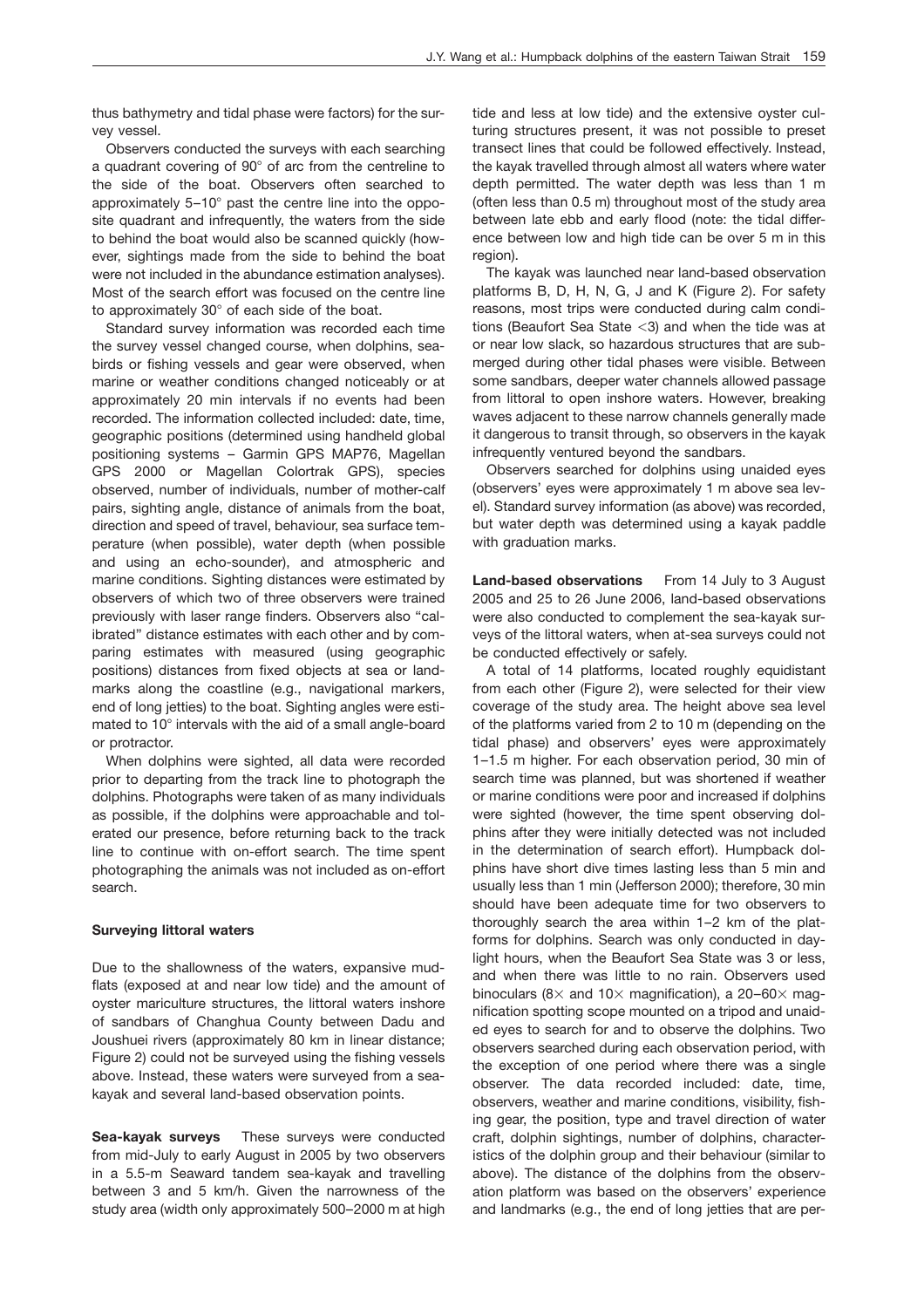thus bathymetry and tidal phase were factors) for the survey vessel.

Observers conducted the surveys with each searching a quadrant covering of 90° of arc from the centreline to the side of the boat. Observers often searched to approximately 5–10° past the centre line into the opposite quadrant and infrequently, the waters from the side to behind the boat would also be scanned quickly (however, sightings made from the side to behind the boat were not included in the abundance estimation analyses). Most of the search effort was focused on the centre line to approximately 30° of each side of the boat.

Standard survey information was recorded each time the survey vessel changed course, when dolphins, seabirds or fishing vessels and gear were observed, when marine or weather conditions changed noticeably or at approximately 20 min intervals if no events had been recorded. The information collected included: date, time, geographic positions (determined using handheld global positioning systems – Garmin GPS MAP76, Magellan GPS 2000 or Magellan Colortrak GPS), species observed, number of individuals, number of mother-calf pairs, sighting angle, distance of animals from the boat, direction and speed of travel, behaviour, sea surface temperature (when possible), water depth (when possible and using an echo-sounder), and atmospheric and marine conditions. Sighting distances were estimated by observers of which two of three observers were trained previously with laser range finders. Observers also "calibrated" distance estimates with each other and by comparing estimates with measured (using geographic positions) distances from fixed objects at sea or landmarks along the coastline (e.g., navigational markers, end of long jetties) to the boat. Sighting angles were estimated to 10° intervals with the aid of a small angle-board or protractor.

When dolphins were sighted, all data were recorded prior to departing from the track line to photograph the dolphins. Photographs were taken of as many individuals as possible, if the dolphins were approachable and tolerated our presence, before returning back to the track line to continue with on-effort search. The time spent photographing the animals was not included as on-effort search.

### Surveying littoral waters

Due to the shallowness of the waters, expansive mudflats (exposed at and near low tide) and the amount of oyster mariculture structures, the littoral waters inshore of sandbars of Changhua County between Dadu and Joushuei rivers (approximately 80 km in linear distance; Figure 2) could not be surveyed using the fishing vessels above. Instead, these waters were surveyed from a sea-kayak and several land-based observation points.

**Sea-kayak surveys** These surveys were conducted from mid-July to early August in 2005 by two observers in a 5.5-m Seaward tandem sea-kayak and travelling between 3 and 5 km/h. Given the narrowness of the study area (width only approximately 500–2000 m at high tide and less at low tide) and the extensive oyster culturing structures present, it was not possible to preset transect lines that could be followed effectively. Instead, the kayak travelled through almost all waters where water depth permitted. The water depth was less than 1 m (often less than 0.5 m) throughout most of the study area between late ebb and early flood (note: the tidal difference between low and high tide can be over 5 m in this region).

The kayak was launched near land-based observation platforms B, D, H, N, G, J and K (Figure 2). For safety reasons, most trips were conducted during calm conditions (Beaufort Sea State <3) and when the tide was at or near low slack, so hazardous structures that are submerged during other tidal phases were visible. Between some sandbars, deeper water channels allowed passage from littoral to open inshore waters. However, breaking waves adjacent to these narrow channels generally made it dangerous to transit through, so observers in the kayak infrequently ventured beyond the sandbars.

Observers searched for dolphins using unaided eyes (observers' eyes were approximately 1 m above sea level). Standard survey information (as above) was recorded, but water depth was determined using a kayak paddle with graduation marks.

**Land-based observations** From 14 July to 3 August 2005 and 25 to 26 June 2006, land-based observations were also conducted to complement the sea-kayak surveys of the littoral waters, when at-sea surveys could not be conducted effectively or safely.

A total of 14 platforms, located roughly equidistant from each other (Figure 2), were selected for their view coverage of the study area. The height above sea level of the platforms varied from 2 to 10 m (depending on the tidal phase) and observers' eyes were approximately 1–1.5 m higher. For each observation period, 30 min of search time was planned, but was shortened if weather or marine conditions were poor and increased if dolphins were sighted (however, the time spent observing dolphins after they were initially detected was not included in the determination of search effort). Humpback dolphins have short dive times lasting less than 5 min and usually less than 1 min (Jefferson 2000); therefore, 30 min should have been adequate time for two observers to thoroughly search the area within 1–2 km of the platforms for dolphins. Search was only conducted in daylight hours, when the Beaufort Sea State was 3 or less, and when there was little to no rain. Observers used binoculars (8× and 10× magnification), a 20–60× magnification spotting scope mounted on a tripod and unaided eyes to search for and to observe the dolphins. Two observers searched during each observation period, with the exception of one period where there was a single observer. The data recorded included: date, time, observers, weather and marine conditions, visibility, fishing gear, the position, type and travel direction of water craft, dolphin sightings, number of dolphins, characteristics of the dolphin group and their behaviour (similar to above). The distance of the dolphins from the observation platform was based on the observers' experience and landmarks (e.g., the end of long jetties that are per-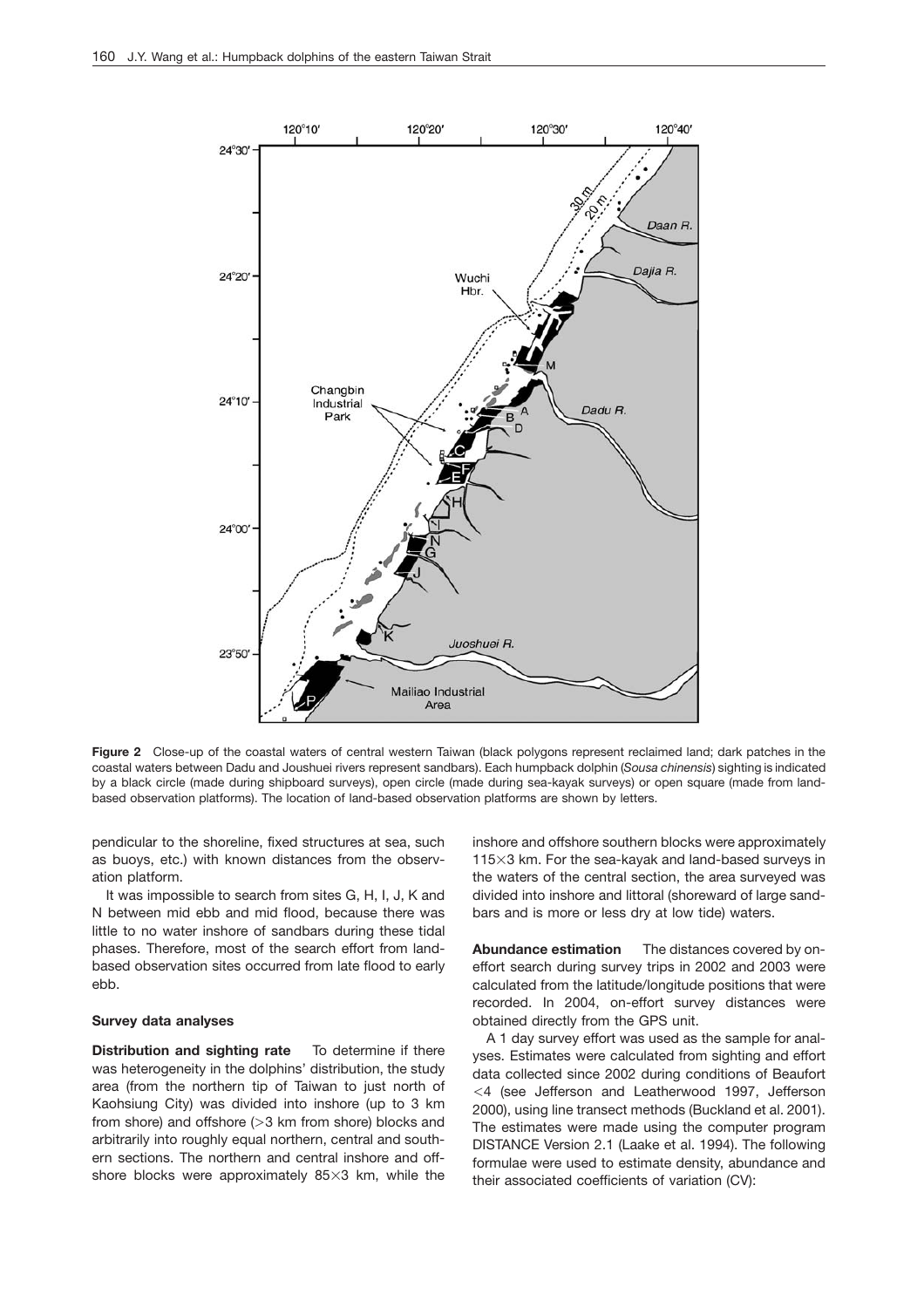**Figure 2** Close-up of the coastal waters of central western Taiwan (black polygons represent reclaimed land; dark patches in the coastal waters between Dadu and Joushuei rivers represent sandbars). Each humpback dolphin (*Sousa chinensis*) sighting is indicated by a black circle (made during shipboard surveys), open circle (made during sea-kayak surveys) or open square (made from land-based observation platforms). The location of land-based observation platforms are shown by letters.

pendicular to the shoreline, fixed structures at sea, such as buoys, etc.) with known distances from the observation platform.

It was impossible to search from sites G, H, I, J, K and N between mid ebb and mid flood, because there was little to no water inshore of sandbars during these tidal phases. Therefore, most of the search effort from land-based observation sites occurred from late flood to early ebb.

### Survey data analyses

**Distribution and sighting rate** To determine if there was heterogeneity in the dolphins' distribution, the study area (from the northern tip of Taiwan to just north of Kaohsiung City) was divided into inshore (up to 3 km from shore) and offshore (>3 km from shore) blocks and arbitrarily into roughly equal northern, central and southern sections. The northern and central inshore and offshore blocks were approximately 85×3 km, while the inshore and offshore southern blocks were approximately 115×3 km. For the sea-kayak and land-based surveys in the waters of the central section, the area surveyed was divided into inshore and littoral (shoreward of large sandbars and is more or less dry at low tide) waters.

**Abundance estimation** The distances covered by on-effort search during survey trips in 2002 and 2003 were calculated from the latitude/longitude positions that were recorded. In 2004, on-effort survey distances were obtained directly from the GPS unit.

A 1 day survey effort was used as the sample for analyses. Estimates were calculated from sighting and effort data collected since 2002 during conditions of Beaufort <4 (see Jefferson and Leatherwood 1997, Jefferson 2000), using line transect methods (Buckland et al. 2001). The estimates were made using the computer program DISTANCE Version 2.1 (Laake et al. 1994). The following formulae were used to estimate density, abundance and their associated coefficients of variation (CV):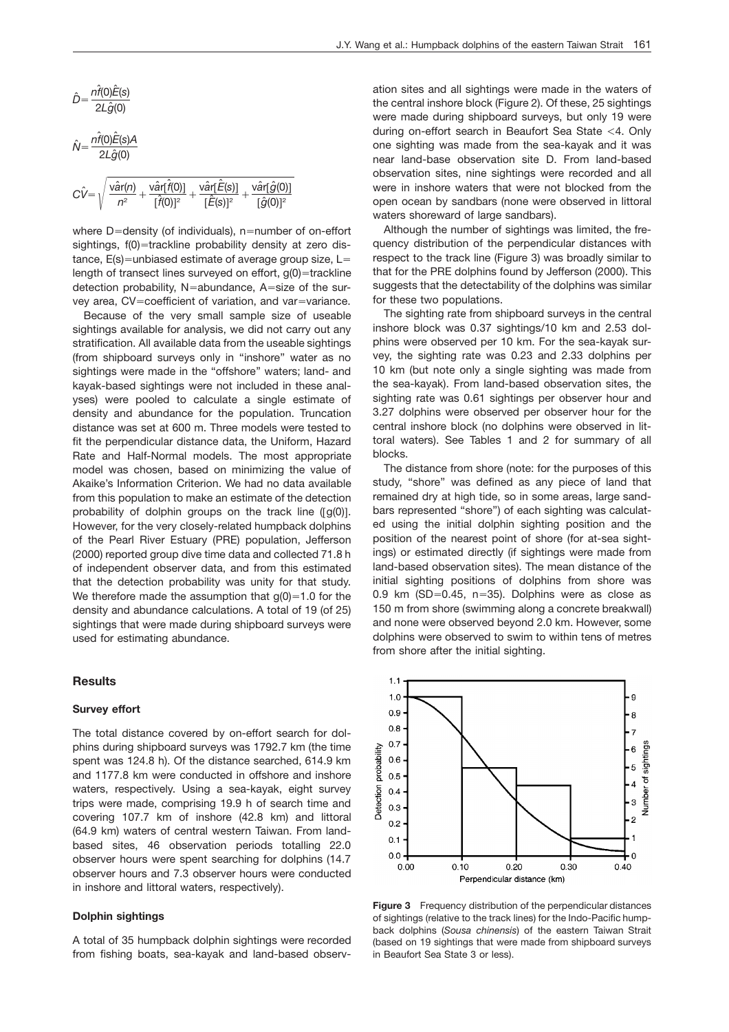$$\hat{D} = \frac{n\hat{f}(0)\hat{E}(s)}{2L\hat{g}(0)}$$

$$\hat{N} = \frac{n\hat{f}(0)\hat{E}(s)A}{2L\hat{g}(0)}$$

$$\hat{CV} = \sqrt{\frac{\hat{var}(n)}{n^2} + \frac{\hat{var}[\hat{f}(0)]}{[\hat{f}(0)]^2} + \frac{\hat{var}[\hat{E}(s)]}{[\hat{E}(s)]^2} + \frac{\hat{var}[\hat{g}(0)]}{[\hat{g}(0)]^2}}$$

where D=density (of individuals), n=number of on-effort sightings, f(0)=trackline probability density at zero distance, E(s)=unbiased estimate of average group size, L=length of transect lines surveyed on effort, g(0)=trackline detection probability, N=abundance, A=size of the survey area, CV=coefficient of variation, and var=variance.

Because of the very small sample size of useable sightings available for analysis, we did not carry out any stratification. All available data from the useable sightings (from shipboard surveys only in "inshore" water as no sightings were made in the "offshore" waters; land- and kayak-based sightings were not included in these analyses) were pooled to calculate a single estimate of density and abundance for the population. Truncation distance was set at 600 m. Three models were tested to fit the perpendicular distance data, the Uniform, Hazard Rate and Half-Normal models. The most appropriate model was chosen, based on minimizing the value of Akaike's Information Criterion. We had no data available from this population to make an estimate of the detection probability of dolphin groups on the track line ([g(0)]. However, for the very closely-related humpback dolphins of the Pearl River Estuary (PRE) population, Jefferson (2000) reported group dive time data and collected 71.8 h of independent observer data, and from this estimated that the detection probability was unity for that study. We therefore made the assumption that g(0)=1.0 for the density and abundance calculations. A total of 19 (of 25) sightings that were made during shipboard surveys were used for estimating abundance.

## Results

### Survey effort

The total distance covered by on-effort search for dolphins during shipboard surveys was 1792.7 km (the time spent was 124.8 h). Of the distance searched, 614.9 km and 1177.8 km were conducted in offshore and inshore waters, respectively. Using a sea-kayak, eight survey trips were made, comprising 19.9 h of search time and covering 107.7 km of inshore (42.8 km) and littoral (64.9 km) waters of central western Taiwan. From land-based sites, 46 observation periods totalling 22.0 observer hours were spent searching for dolphins (14.7 observer hours and 7.3 observer hours were conducted in inshore and littoral waters, respectively).

### Dolphin sightings

A total of 35 humpback dolphin sightings were recorded from fishing boats, sea-kayak and land-based observation sites and all sightings were made in the waters of the central inshore block (Figure 2). Of these, 25 sightings were made during shipboard surveys, but only 19 were during on-effort search in Beaufort Sea State <4. Only one sighting was made from the sea-kayak and it was near land-base observation site D. From land-based observation sites, nine sightings were recorded and all were in inshore waters that were not blocked from the open ocean by sandbars (none were observed in littoral waters shoreward of large sandbars).

Although the number of sightings was limited, the frequency distribution of the perpendicular distances with respect to the track line (Figure 3) was broadly similar to that for the PRE dolphins found by Jefferson (2000). This suggests that the detectability of the dolphins was similar for these two populations.

The sighting rate from shipboard surveys in the central inshore block was 0.37 sightings/10 km and 2.53 dolphins were observed per 10 km. For the sea-kayak survey, the sighting rate was 0.23 and 2.33 dolphins per 10 km (but note only a single sighting was made from the sea-kayak). From land-based observation sites, the sighting rate was 0.61 sightings per observer hour and 3.27 dolphins were observed per observer hour for the central inshore block (no dolphins were observed in littoral waters). See Tables 1 and 2 for summary of all blocks.

The distance from shore (note: for the purposes of this study, "shore" was defined as any piece of land that remained dry at high tide, so in some areas, large sandbars represented "shore") of each sighting was calculated using the initial dolphin sighting position and the position of the nearest point of shore (for at-sea sightings) or estimated directly (if sightings were made from land-based observation sites). The mean distance of the initial sighting positions of dolphins from shore was 0.9 km (SD=0.45, n=35). Dolphins were as close as 150 m from shore (swimming along a concrete breakwall) and none were observed beyond 2.0 km. However, some dolphins were observed to swim to within tens of metres from shore after the initial sighting.

**Figure 3** Frequency distribution of the perpendicular distances of sightings (relative to the track lines) for the Indo-Pacific humpback dolphins (*Sousa chinensis*) of the eastern Taiwan Strait (based on 19 sightings that were made from shipboard surveys in Beaufort Sea State 3 or less).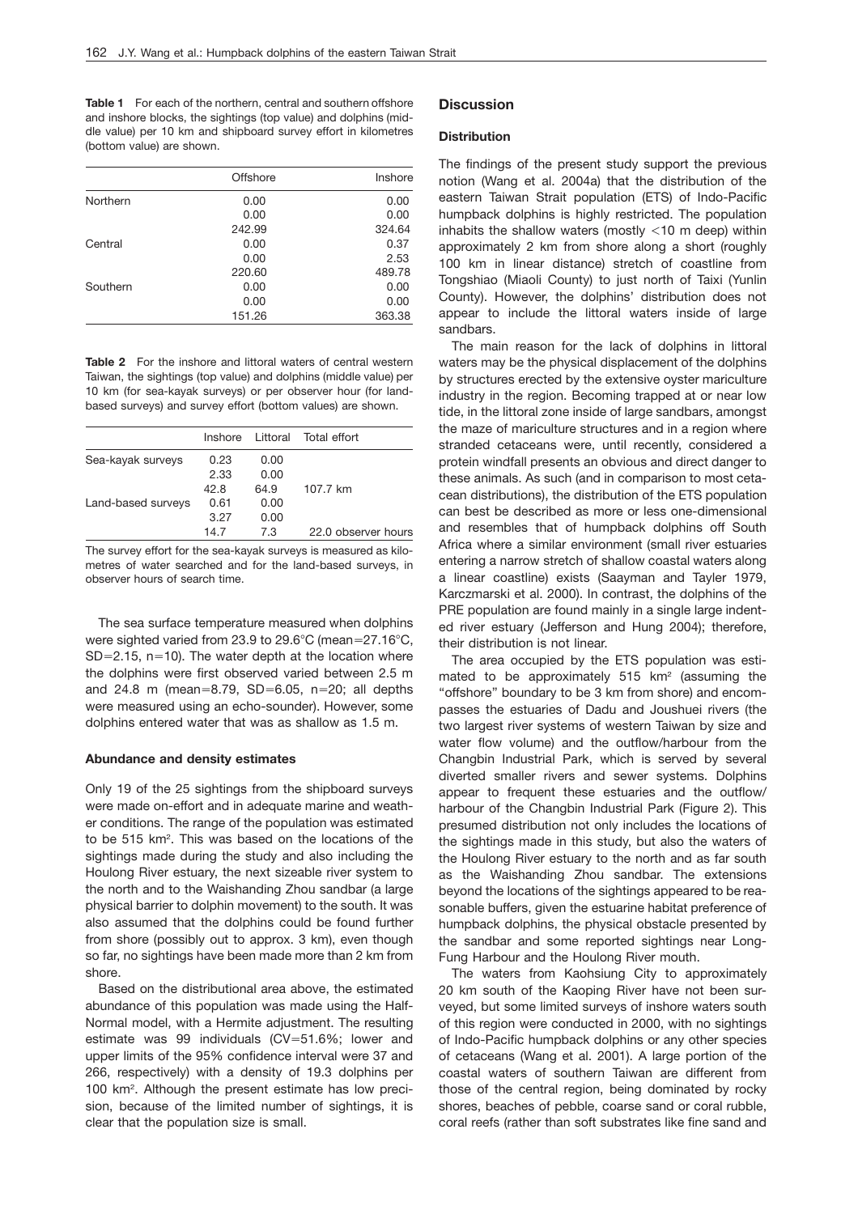**Table 1** For each of the northern, central and southern offshore and inshore blocks, the sightings (top value) and dolphins (middle value) per 10 km and shipboard survey effort in kilometres (bottom value) are shown.

| | Offshore | Inshore |
|---|---|---|
| Northern | 0.00 | 0.00 |
| | 0.00 | 0.00 |
| | 242.99 | 324.64 |
| Central | 0.00 | 0.37 |
| | 0.00 | 2.53 |
| | 220.60 | 489.78 |
| Southern | 0.00 | 0.00 |
| | 0.00 | 0.00 |
| | 151.26 | 363.38 |

**Table 2** For the inshore and littoral waters of central western Taiwan, the sightings (top value) and dolphins (middle value) per 10 km (for sea-kayak surveys) or per observer hour (for land-based surveys) and survey effort (bottom values) are shown.

| | Inshore | Littoral | Total effort |
|---|---|---|---|
| Sea-kayak surveys | 0.23 | 0.00 | |
| | 2.33 | 0.00 | |
| | 42.8 | 64.9 | 107.7 km |
| Land-based surveys | 0.61 | 0.00 | |
| | 3.27 | 0.00 | |
| | 14.7 | 7.3 | 22.0 observer hours |

The survey effort for the sea-kayak surveys is measured as kilometres of water searched and for the land-based surveys, in observer hours of search time.

The sea surface temperature measured when dolphins were sighted varied from 23.9 to 29.6°C (mean=27.16°C, SD=2.15, n=10). The water depth at the location where the dolphins were first observed varied between 2.5 m and 24.8 m (mean=8.79, SD=6.05, n=20; all depths were measured using an echo-sounder). However, some dolphins entered water that was as shallow as 1.5 m.

### Abundance and density estimates

Only 19 of the 25 sightings from the shipboard surveys were made on-effort and in adequate marine and weather conditions. The range of the population was estimated to be 515 km². This was based on the locations of the sightings made during the study and also including the Houlong River estuary, the next sizeable river system to the north and to the Waishanding Zhou sandbar (a large physical barrier to dolphin movement) to the south. It was also assumed that the dolphins could be found further from shore (possibly out to approx. 3 km), even though so far, no sightings have been made more than 2 km from shore.

Based on the distributional area above, the estimated abundance of this population was made using the Half-Normal model, with a Hermite adjustment. The resulting estimate was 99 individuals (CV=51.6%; lower and upper limits of the 95% confidence interval were 37 and 266, respectively) with a density of 19.3 dolphins per 100 km². Although the present estimate has low precision, because of the limited number of sightings, it is clear that the population size is small.

## Discussion

### Distribution

The findings of the present study support the previous notion (Wang et al. 2004a) that the distribution of the eastern Taiwan Strait population (ETS) of Indo-Pacific humpback dolphins is highly restricted. The population inhabits the shallow waters (mostly <10 m deep) within approximately 2 km from shore along a short (roughly 100 km in linear distance) stretch of coastline from Tongshiao (Miaoli County) to just north of Taixi (Yunlin County). However, the dolphins' distribution does not appear to include the littoral waters inside of large sandbars.

The main reason for the lack of dolphins in littoral waters may be the physical displacement of the dolphins by structures erected by the extensive oyster mariculture industry in the region. Becoming trapped at or near low tide, in the littoral zone inside of large sandbars, amongst the maze of mariculture structures and in a region where stranded cetaceans were, until recently, considered a protein windfall presents an obvious and direct danger to these animals. As such (and in comparison to most cetacean distributions), the distribution of the ETS population can best be described as more or less one-dimensional and resembles that of humpback dolphins off South Africa where a similar environment (small river estuaries entering a narrow stretch of shallow coastal waters along a linear coastline) exists (Saayman and Tayler 1979, Karczmarski et al. 2000). In contrast, the dolphins of the PRE population are found mainly in a single large indented river estuary (Jefferson and Hung 2004); therefore, their distribution is not linear.

The area occupied by the ETS population was estimated to be approximately 515 km² (assuming the "offshore" boundary to be 3 km from shore) and encompasses the estuaries of Dadu and Joushuei rivers (the two largest river systems of western Taiwan by size and water flow volume) and the outflow/harbour from the Changbin Industrial Park, which is served by several diverted smaller rivers and sewer systems. Dolphins appear to frequent these estuaries and the outflow/harbour of the Changbin Industrial Park (Figure 2). This presumed distribution not only includes the locations of the sightings made in this study, but also the waters of the Houlong River estuary to the north and as far south as the Waishanding Zhou sandbar. The extensions beyond the locations of the sightings appeared to be reasonable buffers, given the estuarine habitat preference of humpback dolphins, the physical obstacle presented by the sandbar and some reported sightings near Long-Fung Harbour and the Houlong River mouth.

The waters from Kaohsiung City to approximately 20 km south of the Kaoping River have not been surveyed, but some limited surveys of inshore waters south of this region were conducted in 2000, with no sightings of Indo-Pacific humpback dolphins or any other species of cetaceans (Wang et al. 2001). A large portion of the coastal waters of southern Taiwan are different from those of the central region, being dominated by rocky shores, beaches of pebble, coarse sand or coral rubble, coral reefs (rather than soft substrates like fine sand and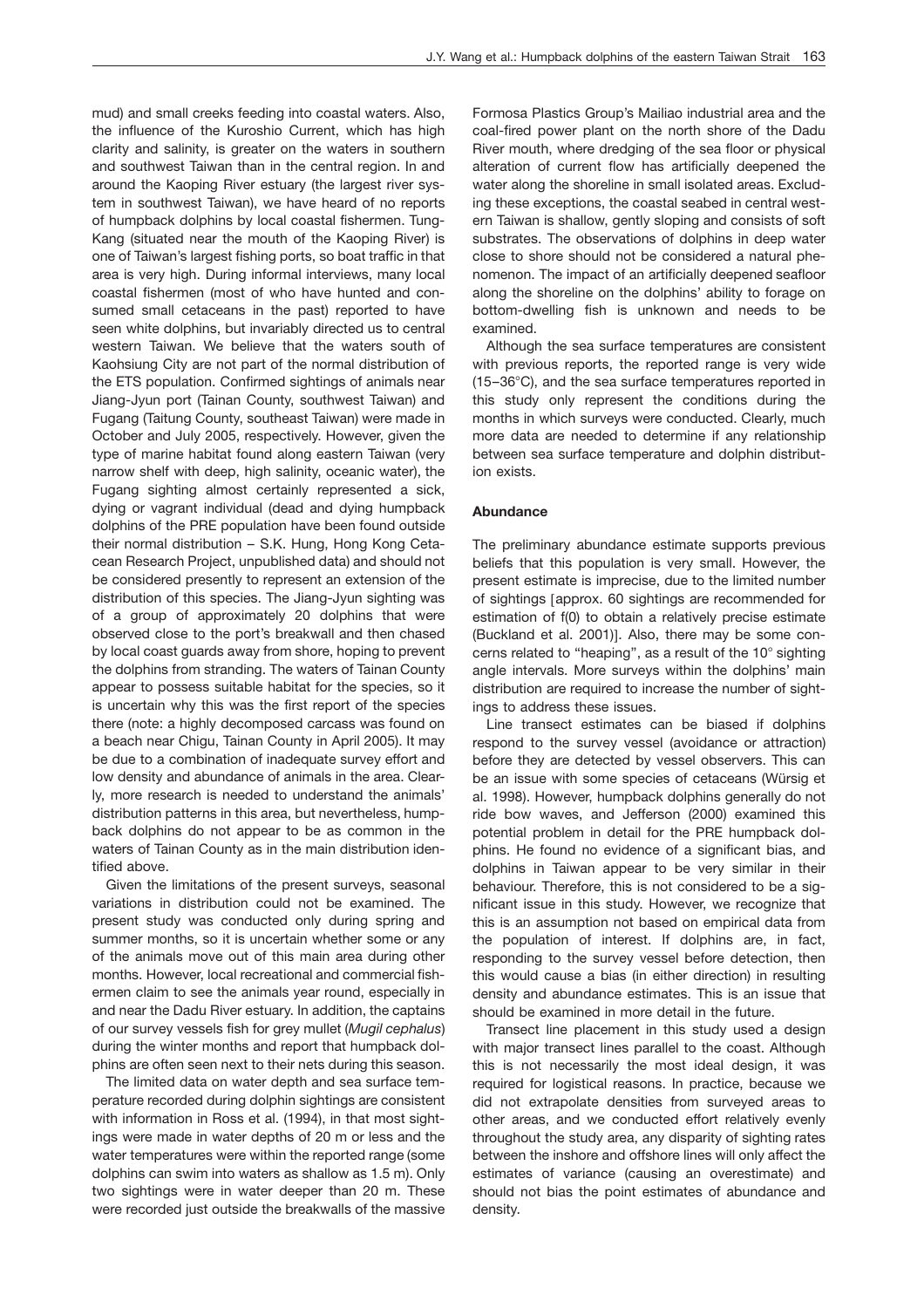mud) and small creeks feeding into coastal waters. Also, the influence of the Kuroshio Current, which has high clarity and salinity, is greater on the waters in southern and southwest Taiwan than in the central region. In and around the Kaoping River estuary (the largest river system in southwest Taiwan), we have heard of no reports of humpback dolphins by local coastal fishermen. Tung-Kang (situated near the mouth of the Kaoping River) is one of Taiwan's largest fishing ports, so boat traffic in that area is very high. During informal interviews, many local coastal fishermen (most of who have hunted and consumed small cetaceans in the past) reported to have seen white dolphins, but invariably directed us to central western Taiwan. We believe that the waters south of Kaohsiung City are not part of the normal distribution of the ETS population. Confirmed sightings of animals near Jiang-Jyun port (Tainan County, southwest Taiwan) and Fugang (Taitung County, southeast Taiwan) were made in October and July 2005, respectively. However, given the type of marine habitat found along eastern Taiwan (very narrow shelf with deep, high salinity, oceanic water), the Fugang sighting almost certainly represented a sick, dying or vagrant individual (dead and dying humpback dolphins of the PRE population have been found outside their normal distribution – S.K. Hung, Hong Kong Cetacean Research Project, unpublished data) and should not be considered presently to represent an extension of the distribution of this species. The Jiang-Jyun sighting was of a group of approximately 20 dolphins that were observed close to the port's breakwall and then chased by local coast guards away from shore, hoping to prevent the dolphins from stranding. The waters of Tainan County appear to possess suitable habitat for the species, so it is uncertain why this was the first report of the species there (note: a highly decomposed carcass was found on a beach near Chigu, Tainan County in April 2005). It may be due to a combination of inadequate survey effort and low density and abundance of animals in the area. Clearly, more research is needed to understand the animals' distribution patterns in this area, but nevertheless, humpback dolphins do not appear to be as common in the waters of Tainan County as in the main distribution identified above.

Given the limitations of the present surveys, seasonal variations in distribution could not be examined. The present study was conducted only during spring and summer months, so it is uncertain whether some or any of the animals move out of this main area during other months. However, local recreational and commercial fishermen claim to see the animals year round, especially in and near the Dadu River estuary. In addition, the captains of our survey vessels fish for grey mullet (*Mugil cephalus*) during the winter months and report that humpback dolphins are often seen next to their nets during this season.

The limited data on water depth and sea surface temperature recorded during dolphin sightings are consistent with information in Ross et al. (1994), in that most sightings were made in water depths of 20 m or less and the water temperatures were within the reported range (some dolphins can swim into waters as shallow as 1.5 m). Only two sightings were in water deeper than 20 m. These were recorded just outside the breakwalls of the massive Formosa Plastics Group's Mailiao industrial area and the coal-fired power plant on the north shore of the Dadu River mouth, where dredging of the sea floor or physical alteration of current flow has artificially deepened the water along the shoreline in small isolated areas. Excluding these exceptions, the coastal seabed in central western Taiwan is shallow, gently sloping and consists of soft substrates. The observations of dolphins in deep water close to shore should not be considered a natural phenomenon. The impact of an artificially deepened seafloor along the shoreline on the dolphins' ability to forage on bottom-dwelling fish is unknown and needs to be examined.

Although the sea surface temperatures are consistent with previous reports, the reported range is very wide (15–36°C), and the sea surface temperatures reported in this study only represent the conditions during the months in which surveys were conducted. Clearly, much more data are needed to determine if any relationship between sea surface temperature and dolphin distribution exists.

#### Abundance

The preliminary abundance estimate supports previous beliefs that this population is very small. However, the present estimate is imprecise, due to the limited number of sightings [approx. 60 sightings are recommended for estimation of f(0) to obtain a relatively precise estimate (Buckland et al. 2001)]. Also, there may be some concerns related to "heaping", as a result of the 10° sighting angle intervals. More surveys within the dolphins' main distribution are required to increase the number of sightings to address these issues.

Line transect estimates can be biased if dolphins respond to the survey vessel (avoidance or attraction) before they are detected by vessel observers. This can be an issue with some species of cetaceans (Würsig et al. 1998). However, humpback dolphins generally do not ride bow waves, and Jefferson (2000) examined this potential problem in detail for the PRE humpback dolphins. He found no evidence of a significant bias, and dolphins in Taiwan appear to be very similar in their behaviour. Therefore, this is not considered to be a significant issue in this study. However, we recognize that this is an assumption not based on empirical data from the population of interest. If dolphins are, in fact, responding to the survey vessel before detection, then this would cause a bias (in either direction) in resulting density and abundance estimates. This is an issue that should be examined in more detail in the future.

Transect line placement in this study used a design with major transect lines parallel to the coast. Although this is not necessarily the most ideal design, it was required for logistical reasons. In practice, because we did not extrapolate densities from surveyed areas to other areas, and we conducted effort relatively evenly throughout the study area, any disparity of sighting rates between the inshore and offshore lines will only affect the estimates of variance (causing an overestimate) and should not bias the point estimates of abundance and density.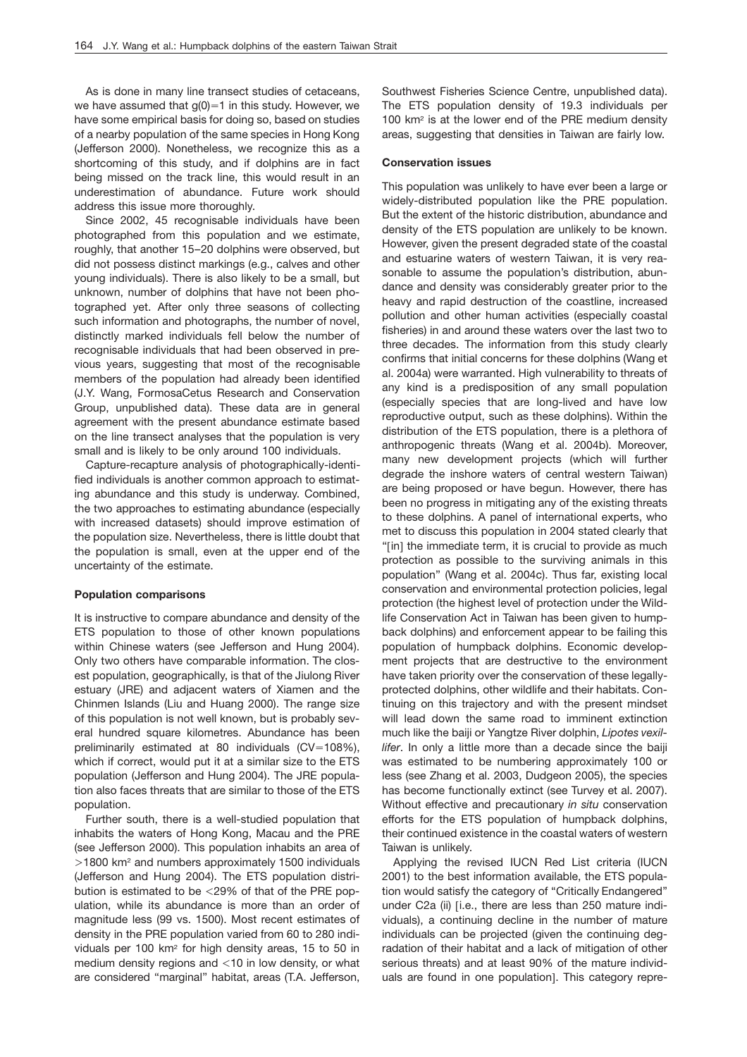As is done in many line transect studies of cetaceans, we have assumed that $g(0)=1$ in this study. However, we have some empirical basis for doing so, based on studies of a nearby population of the same species in Hong Kong (Jefferson 2000). Nonetheless, we recognize this as a shortcoming of this study, and if dolphins are in fact being missed on the track line, this would result in an underestimation of abundance. Future work should address this issue more thoroughly.

Since 2002, 45 recognisable individuals have been photographed from this population and we estimate, roughly, that another 15–20 dolphins were observed, but did not possess distinct markings (e.g., calves and other young individuals). There is also likely to be a small, but unknown, number of dolphins that have not been photographed yet. After only three seasons of collecting such information and photographs, the number of novel, distinctly marked individuals fell below the number of recognisable individuals that had been observed in previous years, suggesting that most of the recognisable members of the population had already been identified (J.Y. Wang, FormosaCetus Research and Conservation Group, unpublished data). These data are in general agreement with the present abundance estimate based on the line transect analyses that the population is very small and is likely to be only around 100 individuals.

Capture-recapture analysis of photographically-identified individuals is another common approach to estimating abundance and this study is underway. Combined, the two approaches to estimating abundance (especially with increased datasets) should improve estimation of the population size. Nevertheless, there is little doubt that the population is small, even at the upper end of the uncertainty of the estimate.

#### Population comparisons

It is instructive to compare abundance and density of the ETS population to those of other known populations within Chinese waters (see Jefferson and Hung 2004). Only two others have comparable information. The closest population, geographically, is that of the Jiulong River estuary (JRE) and adjacent waters of Xiamen and the Chinmen Islands (Liu and Huang 2000). The range size of this population is not well known, but is probably several hundred square kilometres. Abundance has been preliminarily estimated at 80 individuals (CV=108%), which if correct, would put it at a similar size to the ETS population (Jefferson and Hung 2004). The JRE population also faces threats that are similar to those of the ETS population.

Further south, there is a well-studied population that inhabits the waters of Hong Kong, Macau and the PRE (see Jefferson 2000). This population inhabits an area of >1800 km² and numbers approximately 1500 individuals (Jefferson and Hung 2004). The ETS population distribution is estimated to be <29% of that of the PRE population, while its abundance is more than an order of magnitude less (99 vs. 1500). Most recent estimates of density in the PRE population varied from 60 to 280 individuals per 100 km² for high density areas, 15 to 50 in medium density regions and <10 in low density, or what are considered "marginal" habitat, areas (T.A. Jefferson, Southwest Fisheries Science Centre, unpublished data). The ETS population density of 19.3 individuals per 100 km² is at the lower end of the PRE medium density areas, suggesting that densities in Taiwan are fairly low.

#### Conservation issues

This population was unlikely to have ever been a large or widely-distributed population like the PRE population. But the extent of the historic distribution, abundance and density of the ETS population are unlikely to be known. However, given the present degraded state of the coastal and estuarine waters of western Taiwan, it is very reasonable to assume the population's distribution, abundance and density was considerably greater prior to the heavy and rapid destruction of the coastline, increased pollution and other human activities (especially coastal fisheries) in and around these waters over the last two to three decades. The information from this study clearly confirms that initial concerns for these dolphins (Wang et al. 2004a) were warranted. High vulnerability to threats of any kind is a predisposition of any small population (especially species that are long-lived and have low reproductive output, such as these dolphins). Within the distribution of the ETS population, there is a plethora of anthropogenic threats (Wang et al. 2004b). Moreover, many new development projects (which will further degrade the inshore waters of central western Taiwan) are being proposed or have begun. However, there has been no progress in mitigating any of the existing threats to these dolphins. A panel of international experts, who met to discuss this population in 2004 stated clearly that "[in] the immediate term, it is crucial to provide as much protection as possible to the surviving animals in this population" (Wang et al. 2004c). Thus far, existing local conservation and environmental protection policies, legal protection (the highest level of protection under the Wildlife Conservation Act in Taiwan has been given to humpback dolphins) and enforcement appear to be failing this population of humpback dolphins. Economic development projects that are destructive to the environment have taken priority over the conservation of these legally-protected dolphins, other wildlife and their habitats. Continuing on this trajectory and with the present mindset will lead down the same road to imminent extinction much like the baiji or Yangtze River dolphin, *Lipotes vexillifer*. In only a little more than a decade since the baiji was estimated to be numbering approximately 100 or less (see Zhang et al. 2003, Dudgeon 2005), the species has become functionally extinct (see Turvey et al. 2007). Without effective and precautionary *in situ* conservation efforts for the ETS population of humpback dolphins, their continued existence in the coastal waters of western Taiwan is unlikely.

Applying the revised IUCN Red List criteria (IUCN 2001) to the best information available, the ETS population would satisfy the category of "Critically Endangered" under C2a (ii) [i.e., there are less than 250 mature individuals), a continuing decline in the number of mature individuals can be projected (given the continuing degradation of their habitat and a lack of mitigation of other serious threats) and at least 90% of the mature individuals are found in one population]. This category repre-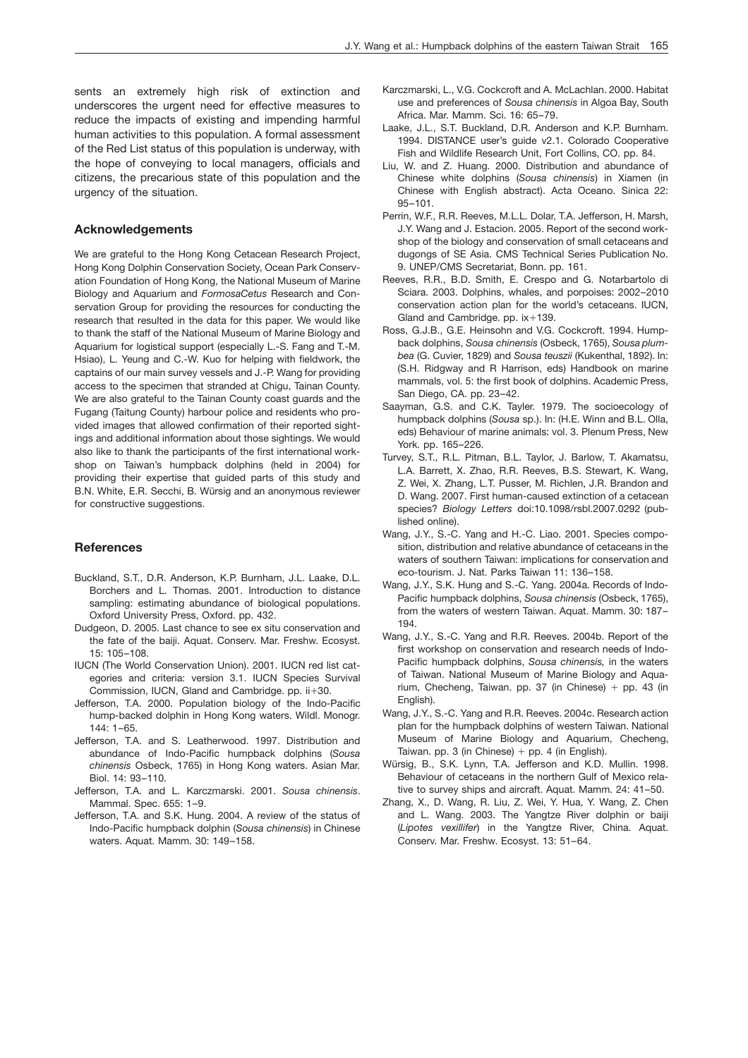sents an extremely high risk of extinction and underscores the urgent need for effective measures to reduce the impacts of existing and impending harmful human activities to this population. A formal assessment of the Red List status of this population is underway, with the hope of conveying to local managers, officials and citizens, the precarious state of this population and the urgency of the situation.

## Acknowledgements

We are grateful to the Hong Kong Cetacean Research Project, Hong Kong Dolphin Conservation Society, Ocean Park Conservation Foundation of Hong Kong, the National Museum of Marine Biology and Aquarium and *FormosaCetus* Research and Conservation Group for providing the resources for conducting the research that resulted in the data for this paper. We would like to thank the staff of the National Museum of Marine Biology and Aquarium for logistical support (especially L.-S. Fang and T.-M. Hsiao), L. Yeung and C.-W. Kuo for helping with fieldwork, the captains of our main survey vessels and J.-P. Wang for providing access to the specimen that stranded at Chigu, Tainan County. We are also grateful to the Tainan County coast guards and the Fugang (Taitung County) harbour police and residents who provided images that allowed confirmation of their reported sightings and additional information about those sightings. We would also like to thank the participants of the first international workshop on Taiwan's humpback dolphins (held in 2004) for providing their expertise that guided parts of this study and B.N. White, E.R. Secchi, B. Würsig and an anonymous reviewer for constructive suggestions.

## References

Buckland, S.T., D.R. Anderson, K.P. Burnham, J.L. Laake, D.L. Borchers and L. Thomas. 2001. Introduction to distance sampling: estimating abundance of biological populations. Oxford University Press, Oxford. pp. 432.

Dudgeon, D. 2005. Last chance to see ex situ conservation and the fate of the baiji. Aquat. Conserv. Mar. Freshw. Ecosyst. 15: 105–108.

IUCN (The World Conservation Union). 2001. IUCN red list categories and criteria: version 3.1. IUCN Species Survival Commission, IUCN, Gland and Cambridge. pp. ii+30.

Jefferson, T.A. 2000. Population biology of the Indo-Pacific hump-backed dolphin in Hong Kong waters. Wildl. Monogr. 144: 1–65.

Jefferson, T.A. and S. Leatherwood. 1997. Distribution and abundance of Indo-Pacific humpback dolphins (*Sousa chinensis* Osbeck, 1765) in Hong Kong waters. Asian Mar. Biol. 14: 93–110.

Jefferson, T.A. and L. Karczmarski. 2001. *Sousa chinensis*. Mammal. Spec. 655: 1–9.

Jefferson, T.A. and S.K. Hung. 2004. A review of the status of Indo-Pacific humpback dolphin (*Sousa chinensis*) in Chinese waters. Aquat. Mamm. 30: 149–158.

Karczmarski, L., V.G. Cockcroft and A. McLachlan. 2000. Habitat use and preferences of *Sousa chinensis* in Algoa Bay, South Africa. Mar. Mamm. Sci. 16: 65–79.

Laake, J.L., S.T. Buckland, D.R. Anderson and K.P. Burnham. 1994. DISTANCE user's guide v2.1. Colorado Cooperative Fish and Wildlife Research Unit, Fort Collins, CO. pp. 84.

Liu, W. and Z. Huang. 2000. Distribution and abundance of Chinese white dolphins (*Sousa chinensis*) in Xiamen (in Chinese with English abstract). Acta Oceano. Sinica 22: 95–101.

Perrin, W.F., R.R. Reeves, M.L.L. Dolar, T.A. Jefferson, H. Marsh, J.Y. Wang and J. Estacion. 2005. Report of the second workshop of the biology and conservation of small cetaceans and dugongs of SE Asia. CMS Technical Series Publication No. 9. UNEP/CMS Secretariat, Bonn. pp. 161.

Reeves, R.R., B.D. Smith, E. Crespo and G. Notarbartolo di Sciara. 2003. Dolphins, whales, and porpoises: 2002–2010 conservation action plan for the world's cetaceans. IUCN, Gland and Cambridge. pp. ix+139.

Ross, G.J.B., G.E. Heinsohn and V.G. Cockcroft. 1994. Humpback dolphins, *Sousa chinensis* (Osbeck, 1765), *Sousa plumbea* (G. Cuvier, 1829) and *Sousa teuszii* (Kukenthal, 1892). In: (S.H. Ridgway and R Harrison, eds) Handbook on marine mammals, vol. 5: the first book of dolphins. Academic Press, San Diego, CA. pp. 23–42.

Saayman, G.S. and C.K. Tayler. 1979. The socioecology of humpback dolphins (*Sousa* sp.). In: (H.E. Winn and B.L. Olla, eds) Behaviour of marine animals: vol. 3. Plenum Press, New York. pp. 165–226.

Turvey, S.T., R.L. Pitman, B.L. Taylor, J. Barlow, T. Akamatsu, L.A. Barrett, X. Zhao, R.R. Reeves, B.S. Stewart, K. Wang, Z. Wei, X. Zhang, L.T. Pusser, M. Richlen, J.R. Brandon and D. Wang. 2007. First human-caused extinction of a cetacean species? *Biology Letters* doi:10.1098/rsbl.2007.0292 (published online).

Wang, J.Y., S.-C. Yang and H.-C. Liao. 2001. Species composition, distribution and relative abundance of cetaceans in the waters of southern Taiwan: implications for conservation and eco-tourism. J. Nat. Parks Taiwan 11: 136–158.

Wang, J.Y., S.K. Hung and S.-C. Yang. 2004a. Records of Indo-Pacific humpback dolphins, *Sousa chinensis* (Osbeck, 1765), from the waters of western Taiwan. Aquat. Mamm. 30: 187–194.

Wang, J.Y., S.-C. Yang and R.R. Reeves. 2004b. Report of the first workshop on conservation and research needs of Indo-Pacific humpback dolphins, *Sousa chinensis,* in the waters of Taiwan. National Museum of Marine Biology and Aquarium, Checheng, Taiwan. pp. 37 (in Chinese) + pp. 43 (in English).

Wang, J.Y., S.-C. Yang and R.R. Reeves. 2004c. Research action plan for the humpback dolphins of western Taiwan. National Museum of Marine Biology and Aquarium, Checheng, Taiwan. pp. 3 (in Chinese) + pp. 4 (in English).

Würsig, B., S.K. Lynn, T.A. Jefferson and K.D. Mullin. 1998. Behaviour of cetaceans in the northern Gulf of Mexico relative to survey ships and aircraft. Aquat. Mamm. 24: 41–50.

Zhang, X., D. Wang, R. Liu, Z. Wei, Y. Hua, Y. Wang, Z. Chen and L. Wang. 2003. The Yangtze River dolphin or baiji (*Lipotes vexillifer*) in the Yangtze River, China. Aquat. Conserv. Mar. Freshw. Ecosyst. 13: 51–64.